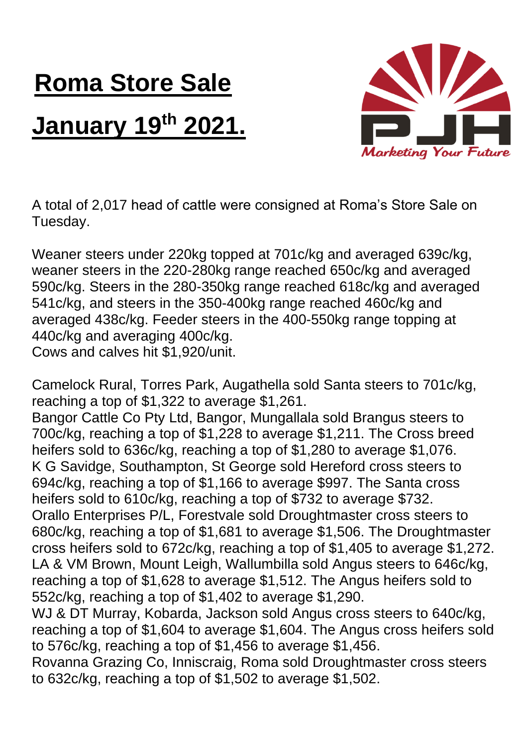# Roma Store Sale

# January 19th 2021.

Marketing Your Future

A total of 2,017 head of cattle were consigned at Roma's Store Sale on Tuesday.

Weaner steers under 220kg topped at 701c/kg and averaged 639c/kg, weaner steers in the 220-280kg range reached 650c/kg and averaged 590c/kg. Steers in the 280-350kg range reached 618c/kg and averaged 541c/kg, and steers in the 350-400kg range reached 460c/kg and averaged 438c/kg. Feeder steers in the 400-550kg range topping at 440c/kg and averaging 400c/kg.
Cows and calves hit $1,920/unit.

Camelock Rural, Torres Park, Augathella sold Santa steers to 701c/kg, reaching a top of $1,322 to average $1,261.
Bangor Cattle Co Pty Ltd, Bangor, Mungallala sold Brangus steers to 700c/kg, reaching a top of $1,228 to average $1,211. The Cross breed heifers sold to 636c/kg, reaching a top of $1,280 to average $1,076.
K G Savidge, Southampton, St George sold Hereford cross steers to 694c/kg, reaching a top of $1,166 to average $997. The Santa cross heifers sold to 610c/kg, reaching a top of $732 to average $732.
Orallo Enterprises P/L, Forestvale sold Droughtmaster cross steers to 680c/kg, reaching a top of $1,681 to average $1,506. The Droughtmaster cross heifers sold to 672c/kg, reaching a top of $1,405 to average $1,272.
LA & VM Brown, Mount Leigh, Wallumbilla sold Angus steers to 646c/kg, reaching a top of $1,628 to average $1,512. The Angus heifers sold to 552c/kg, reaching a top of $1,402 to average $1,290.
WJ & DT Murray, Kobarda, Jackson sold Angus cross steers to 640c/kg, reaching a top of $1,604 to average $1,604. The Angus cross heifers sold to 576c/kg, reaching a top of $1,456 to average $1,456.
Rovanna Grazing Co, Inniscraig, Roma sold Droughtmaster cross steers to 632c/kg, reaching a top of $1,502 to average $1,502.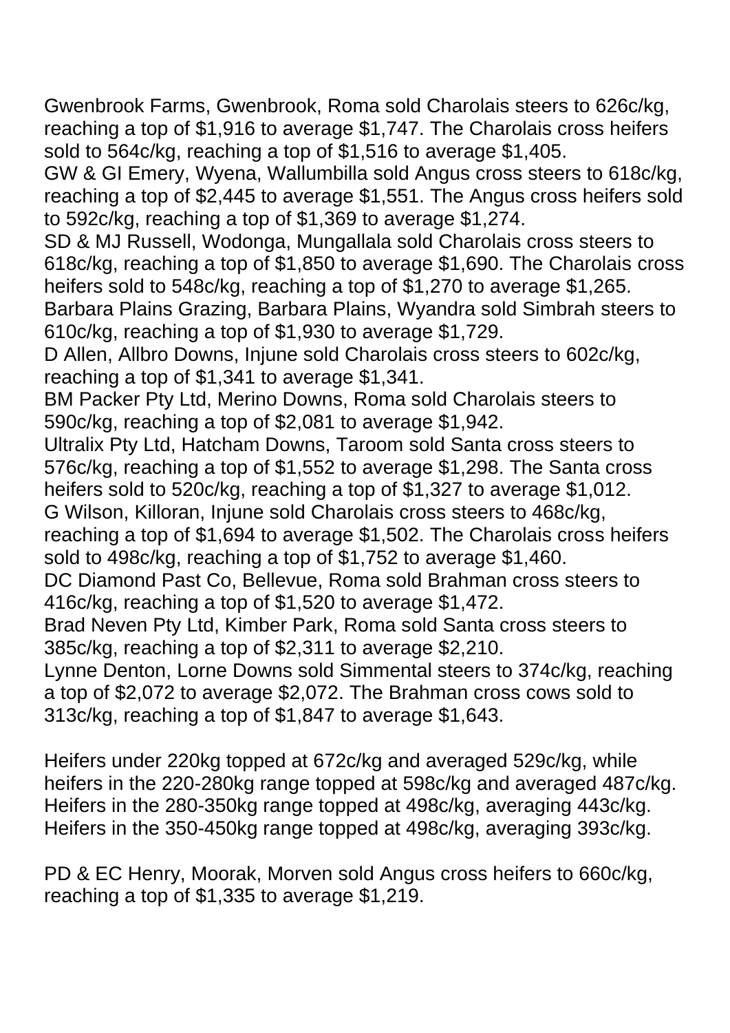Gwenbrook Farms, Gwenbrook, Roma sold Charolais steers to 626c/kg, reaching a top of $1,916 to average $1,747. The Charolais cross heifers sold to 564c/kg, reaching a top of $1,516 to average $1,405.
GW & GI Emery, Wyena, Wallumbilla sold Angus cross steers to 618c/kg, reaching a top of $2,445 to average $1,551. The Angus cross heifers sold to 592c/kg, reaching a top of $1,369 to average $1,274.
SD & MJ Russell, Wodonga, Mungallala sold Charolais cross steers to 618c/kg, reaching a top of $1,850 to average $1,690. The Charolais cross heifers sold to 548c/kg, reaching a top of $1,270 to average $1,265.
Barbara Plains Grazing, Barbara Plains, Wyandra sold Simbrah steers to 610c/kg, reaching a top of $1,930 to average $1,729.
D Allen, Allbro Downs, Injune sold Charolais cross steers to 602c/kg, reaching a top of $1,341 to average $1,341.
BM Packer Pty Ltd, Merino Downs, Roma sold Charolais steers to 590c/kg, reaching a top of $2,081 to average $1,942.
Ultralix Pty Ltd, Hatcham Downs, Taroom sold Santa cross steers to 576c/kg, reaching a top of $1,552 to average $1,298. The Santa cross heifers sold to 520c/kg, reaching a top of $1,327 to average $1,012.
G Wilson, Killoran, Injune sold Charolais cross steers to 468c/kg, reaching a top of $1,694 to average $1,502. The Charolais cross heifers sold to 498c/kg, reaching a top of $1,752 to average $1,460.
DC Diamond Past Co, Bellevue, Roma sold Brahman cross steers to 416c/kg, reaching a top of $1,520 to average $1,472.
Brad Neven Pty Ltd, Kimber Park, Roma sold Santa cross steers to 385c/kg, reaching a top of $2,311 to average $2,210.
Lynne Denton, Lorne Downs sold Simmental steers to 374c/kg, reaching a top of $2,072 to average $2,072. The Brahman cross cows sold to 313c/kg, reaching a top of $1,847 to average $1,643.

Heifers under 220kg topped at 672c/kg and averaged 529c/kg, while heifers in the 220-280kg range topped at 598c/kg and averaged 487c/kg. Heifers in the 280-350kg range topped at 498c/kg, averaging 443c/kg. Heifers in the 350-450kg range topped at 498c/kg, averaging 393c/kg.

PD & EC Henry, Moorak, Morven sold Angus cross heifers to 660c/kg, reaching a top of $1,335 to average $1,219.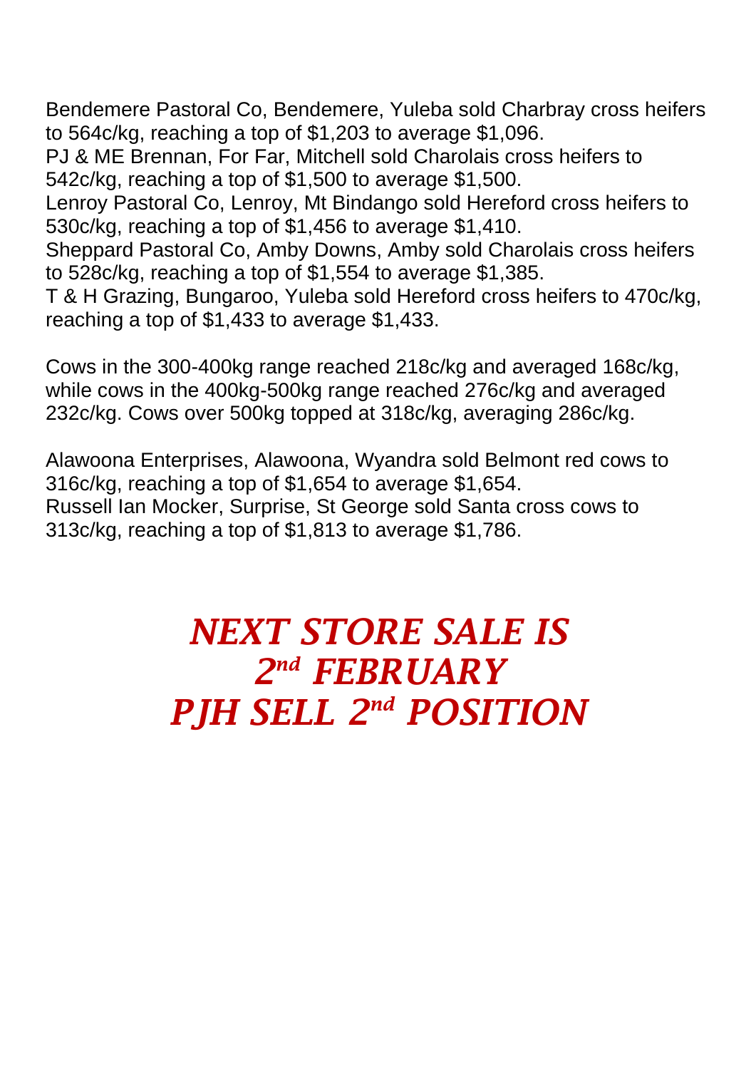Bendemere Pastoral Co, Bendemere, Yuleba sold Charbray cross heifers to 564c/kg, reaching a top of $1,203 to average $1,096.
PJ & ME Brennan, For Far, Mitchell sold Charolais cross heifers to 542c/kg, reaching a top of $1,500 to average $1,500.
Lenroy Pastoral Co, Lenroy, Mt Bindango sold Hereford cross heifers to 530c/kg, reaching a top of $1,456 to average $1,410.
Sheppard Pastoral Co, Amby Downs, Amby sold Charolais cross heifers to 528c/kg, reaching a top of $1,554 to average $1,385.
T & H Grazing, Bungaroo, Yuleba sold Hereford cross heifers to 470c/kg, reaching a top of $1,433 to average $1,433.

Cows in the 300-400kg range reached 218c/kg and averaged 168c/kg, while cows in the 400kg-500kg range reached 276c/kg and averaged 232c/kg. Cows over 500kg topped at 318c/kg, averaging 286c/kg.

Alawoona Enterprises, Alawoona, Wyandra sold Belmont red cows to 316c/kg, reaching a top of $1,654 to average $1,654.
Russell Ian Mocker, Surprise, St George sold Santa cross cows to 313c/kg, reaching a top of $1,813 to average $1,786.

***NEXT STORE SALE IS***
***2nd FEBRUARY***
***PJH SELL 2nd POSITION***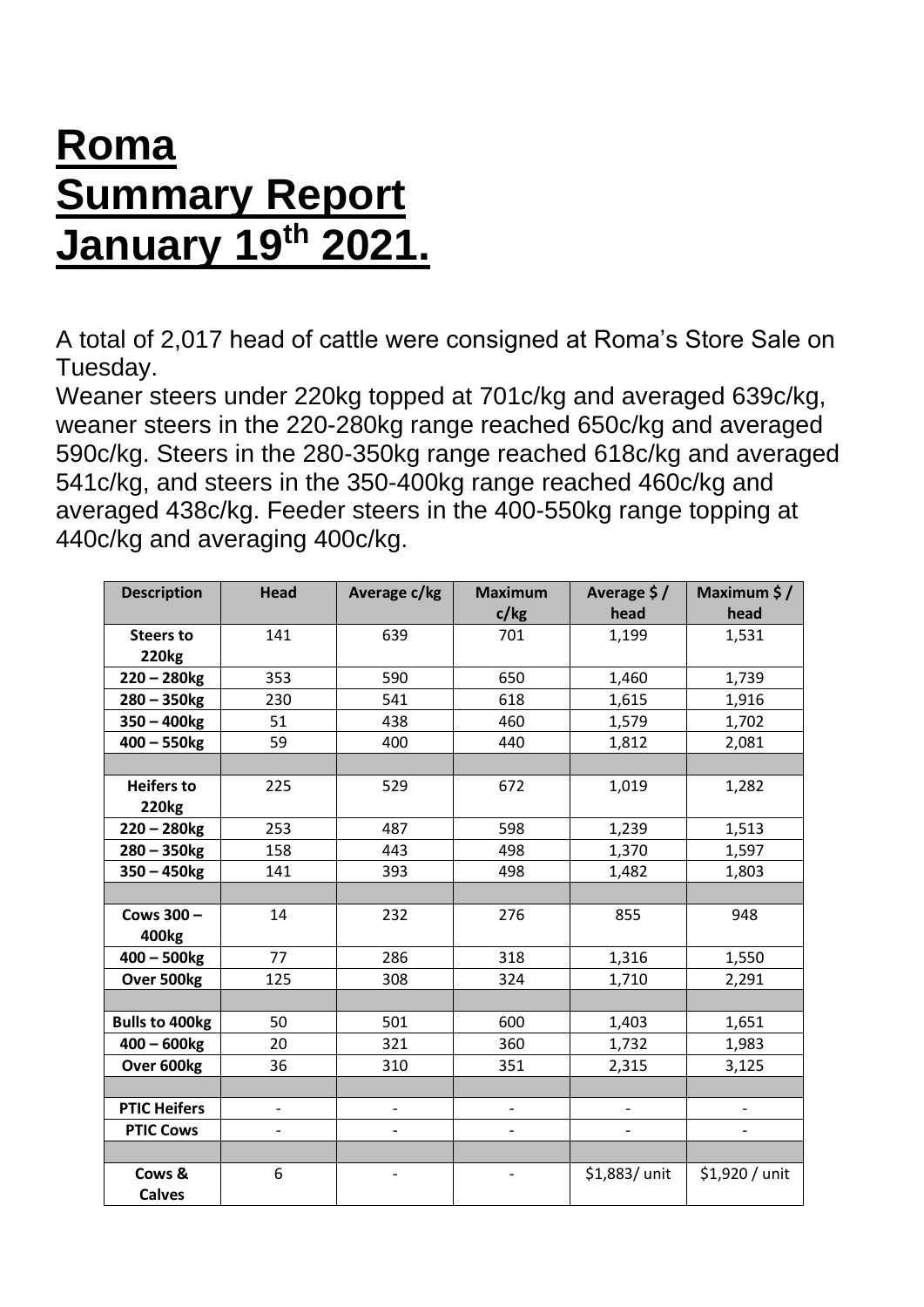# Roma Summary Report January 19th 2021.

A total of 2,017 head of cattle were consigned at Roma's Store Sale on Tuesday.
Weaner steers under 220kg topped at 701c/kg and averaged 639c/kg, weaner steers in the 220-280kg range reached 650c/kg and averaged 590c/kg. Steers in the 280-350kg range reached 618c/kg and averaged 541c/kg, and steers in the 350-400kg range reached 460c/kg and averaged 438c/kg. Feeder steers in the 400-550kg range topping at 440c/kg and averaging 400c/kg.

| Description | Head | Average c/kg | Maximum c/kg | Average $ / head | Maximum $ / head |
|---|---|---|---|---|---|
| Steers to 220kg | 141 | 639 | 701 | 1,199 | 1,531 |
| 220 – 280kg | 353 | 590 | 650 | 1,460 | 1,739 |
| 280 – 350kg | 230 | 541 | 618 | 1,615 | 1,916 |
| 350 – 400kg | 51 | 438 | 460 | 1,579 | 1,702 |
| 400 – 550kg | 59 | 400 | 440 | 1,812 | 2,081 |
| | | | | | |
| Heifers to 220kg | 225 | 529 | 672 | 1,019 | 1,282 |
| 220 – 280kg | 253 | 487 | 598 | 1,239 | 1,513 |
| 280 – 350kg | 158 | 443 | 498 | 1,370 | 1,597 |
| 350 – 450kg | 141 | 393 | 498 | 1,482 | 1,803 |
| | | | | | |
| Cows 300 – 400kg | 14 | 232 | 276 | 855 | 948 |
| 400 – 500kg | 77 | 286 | 318 | 1,316 | 1,550 |
| Over 500kg | 125 | 308 | 324 | 1,710 | 2,291 |
| | | | | | |
| Bulls to 400kg | 50 | 501 | 600 | 1,403 | 1,651 |
| 400 – 600kg | 20 | 321 | 360 | 1,732 | 1,983 |
| Over 600kg | 36 | 310 | 351 | 2,315 | 3,125 |
| | | | | | |
| PTIC Heifers | - | - | - | - | - |
| PTIC Cows | - | - | - | - | - |
| | | | | | |
| Cows & Calves | 6 | - | - | $1,883/ unit | $1,920 / unit |